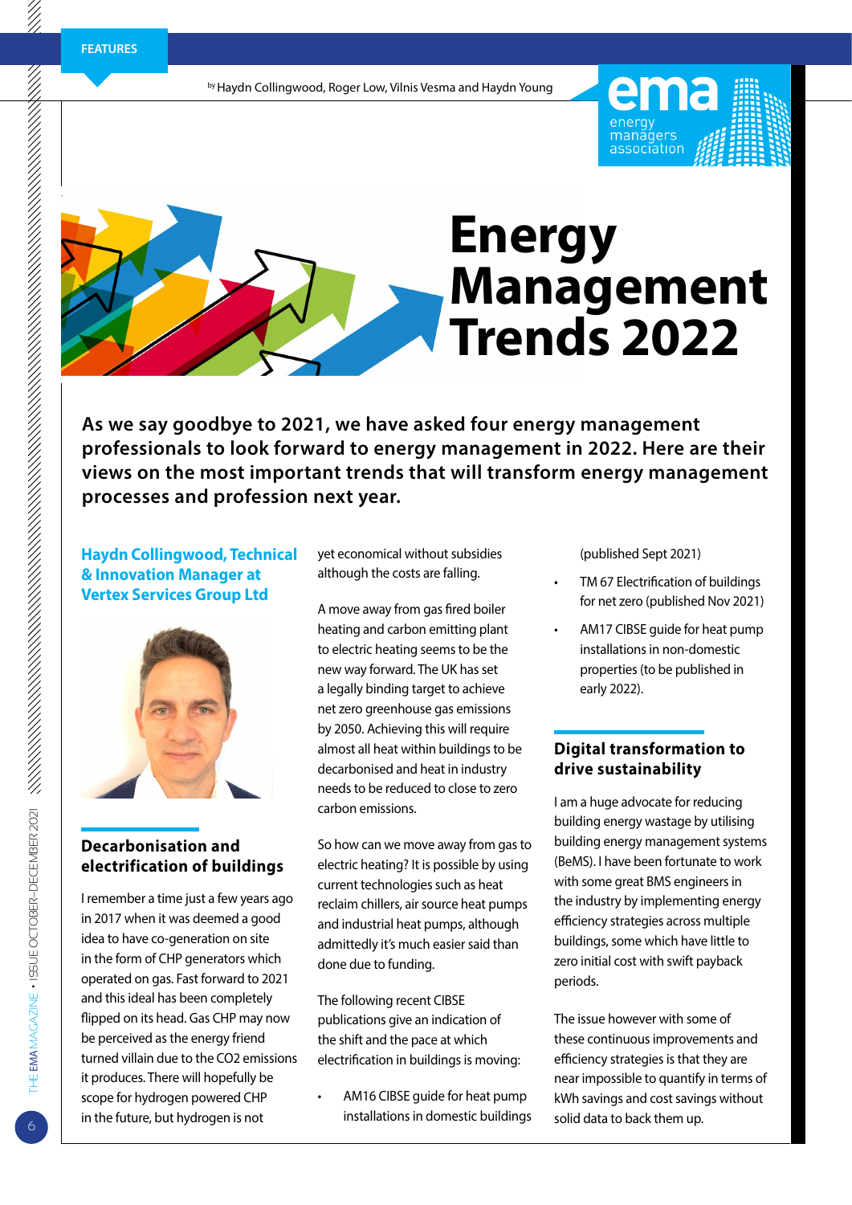FEATURES

by Haydn Collingwood, Roger Low, Vilnis Vesma and Haydn Young

# Energy Management Trends 2022

**As we say goodbye to 2021, we have asked four energy management professionals to look forward to energy management in 2022. Here are their views on the most important trends that will transform energy management processes and profession next year.**

### Haydn Collingwood, Technical & Innovation Manager at Vertex Services Group Ltd

## Decarbonisation and electrification of buildings

I remember a time just a few years ago in 2017 when it was deemed a good idea to have co-generation on site in the form of CHP generators which operated on gas. Fast forward to 2021 and this ideal has been completely flipped on its head. Gas CHP may now be perceived as the energy friend turned villain due to the $CO_2$ emissions it produces. There will hopefully be scope for hydrogen powered CHP in the future, but hydrogen is not yet economical without subsidies although the costs are falling.

A move away from gas fired boiler heating and carbon emitting plant to electric heating seems to be the new way forward. The UK has set a legally binding target to achieve net zero greenhouse gas emissions by 2050. Achieving this will require almost all heat within buildings to be decarbonised and heat in industry needs to be reduced to close to zero carbon emissions.

So how can we move away from gas to electric heating? It is possible by using current technologies such as heat reclaim chillers, air source heat pumps and industrial heat pumps, although admittedly it's much easier said than done due to funding.

The following recent CIBSE publications give an indication of the shift and the pace at which electrification in buildings is moving:

- AM16 CIBSE guide for heat pump installations in domestic buildings (published Sept 2021)
- TM 67 Electrification of buildings for net zero (published Nov 2021)
- AM17 CIBSE guide for heat pump installations in non-domestic properties (to be published in early 2022).

## Digital transformation to drive sustainability

I am a huge advocate for reducing building energy wastage by utilising building energy management systems (BeMS). I have been fortunate to work with some great BMS engineers in the industry by implementing energy efficiency strategies across multiple buildings, some which have little to zero initial cost with swift payback periods.

The issue however with some of these continuous improvements and efficiency strategies is that they are near impossible to quantify in terms of kWh savings and cost savings without solid data to back them up.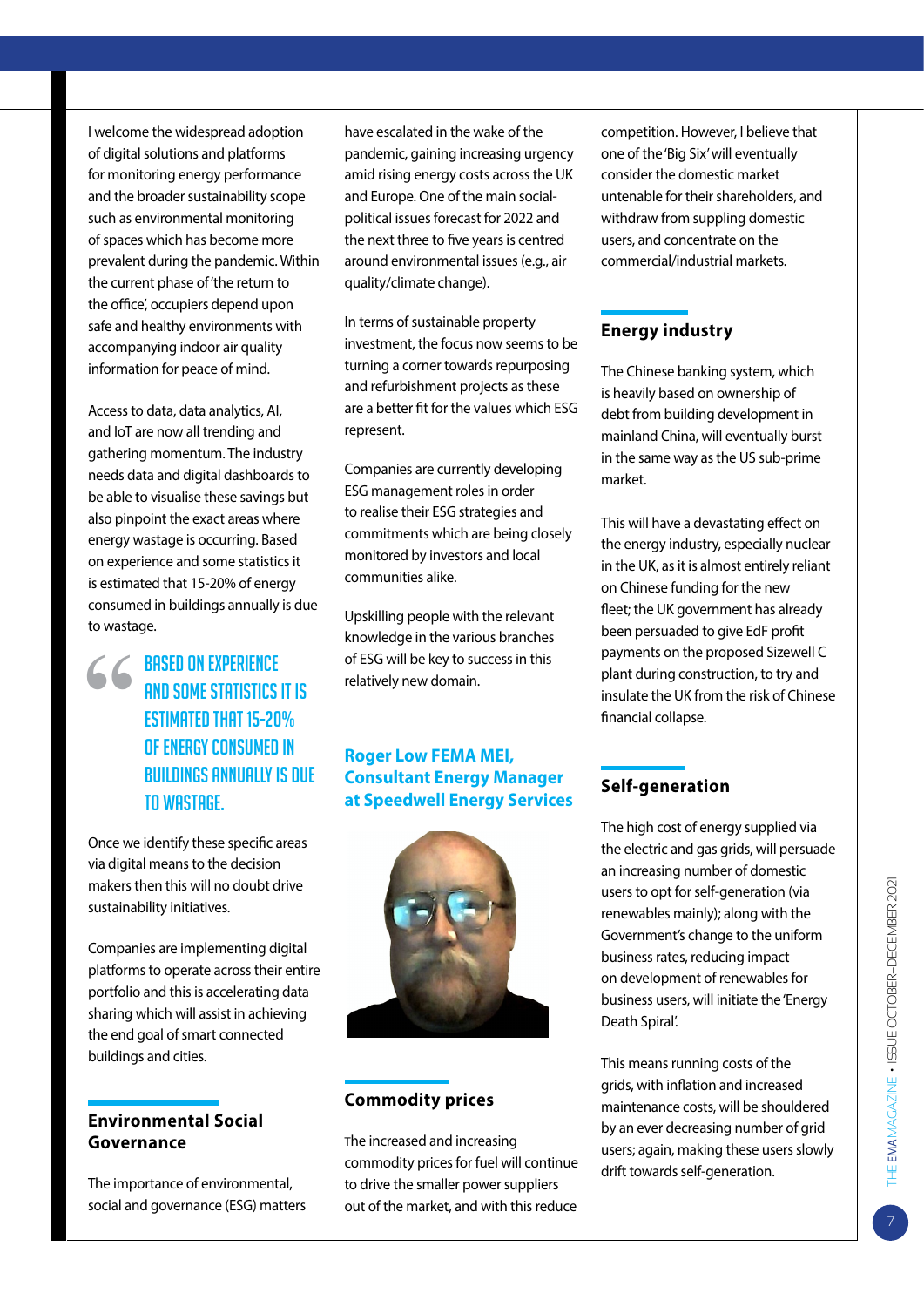I welcome the widespread adoption of digital solutions and platforms for monitoring energy performance and the broader sustainability scope such as environmental monitoring of spaces which has become more prevalent during the pandemic. Within the current phase of 'the return to the office', occupiers depend upon safe and healthy environments with accompanying indoor air quality information for peace of mind.

Access to data, data analytics, AI, and IoT are now all trending and gathering momentum. The industry needs data and digital dashboards to be able to visualise these savings but also pinpoint the exact areas where energy wastage is occurring. Based on experience and some statistics it is estimated that 15-20% of energy consumed in buildings annually is due to wastage.

> BASED ON EXPERIENCE AND SOME STATISTICS IT IS ESTIMATED THAT 15-20% OF ENERGY CONSUMED IN BUILDINGS ANNUALLY IS DUE TO WASTAGE.

Once we identify these specific areas via digital means to the decision makers then this will no doubt drive sustainability initiatives.

Companies are implementing digital platforms to operate across their entire portfolio and this is accelerating data sharing which will assist in achieving the end goal of smart connected buildings and cities.

## Environmental Social Governance

The importance of environmental, social and governance (ESG) matters have escalated in the wake of the pandemic, gaining increasing urgency amid rising energy costs across the UK and Europe. One of the main social-political issues forecast for 2022 and the next three to five years is centred around environmental issues (e.g., air quality/climate change).

In terms of sustainable property investment, the focus now seems to be turning a corner towards repurposing and refurbishment projects as these are a better fit for the values which ESG represent.

Companies are currently developing ESG management roles in order to realise their ESG strategies and commitments which are being closely monitored by investors and local communities alike.

Upskilling people with the relevant knowledge in the various branches of ESG will be key to success in this relatively new domain.

## Roger Low FEMA MEI, Consultant Energy Manager at Speedwell Energy Services

## Commodity prices

The increased and increasing commodity prices for fuel will continue to drive the smaller power suppliers out of the market, and with this reduce competition. However, I believe that one of the 'Big Six' will eventually consider the domestic market untenable for their shareholders, and withdraw from suppling domestic users, and concentrate on the commercial/industrial markets.

## Energy industry

The Chinese banking system, which is heavily based on ownership of debt from building development in mainland China, will eventually burst in the same way as the US sub-prime market.

This will have a devastating effect on the energy industry, especially nuclear in the UK, as it is almost entirely reliant on Chinese funding for the new fleet; the UK government has already been persuaded to give EdF profit payments on the proposed Sizewell C plant during construction, to try and insulate the UK from the risk of Chinese financial collapse.

## Self-generation

The high cost of energy supplied via the electric and gas grids, will persuade an increasing number of domestic users to opt for self-generation (via renewables mainly); along with the Government's change to the uniform business rates, reducing impact on development of renewables for business users, will initiate the 'Energy Death Spiral'.

This means running costs of the grids, with inflation and increased maintenance costs, will be shouldered by an ever decreasing number of grid users; again, making these users slowly drift towards self-generation.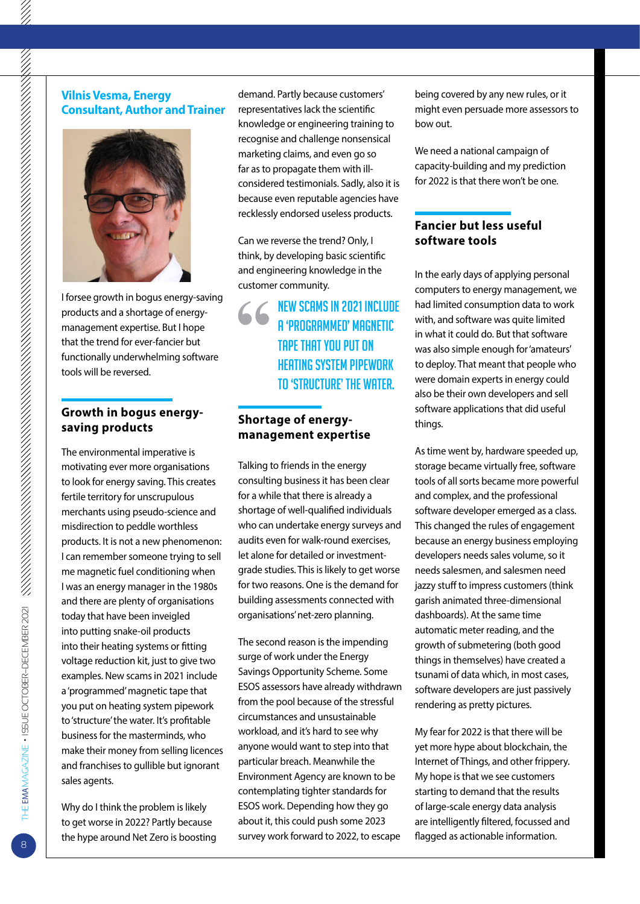## Vilnis Vesma, Energy Consultant, Author and Trainer

I forsee growth in bogus energy-saving products and a shortage of energy-management expertise. But I hope that the trend for ever-fancier but functionally underwhelming software tools will be reversed.

### Growth in bogus energy-saving products

The environmental imperative is motivating ever more organisations to look for energy saving. This creates fertile territory for unscrupulous merchants using pseudo-science and misdirection to peddle worthless products. It is not a new phenomenon: I can remember someone trying to sell me magnetic fuel conditioning when I was an energy manager in the 1980s and there are plenty of organisations today that have been inveigled into putting snake-oil products into their heating systems or fitting voltage reduction kit, just to give two examples. New scams in 2021 include a 'programmed' magnetic tape that you put on heating system pipework to 'structure' the water. It's profitable business for the masterminds, who make their money from selling licences and franchises to gullible but ignorant sales agents.

Why do I think the problem is likely to get worse in 2022? Partly because the hype around Net Zero is boosting demand. Partly because customers' representatives lack the scientific knowledge or engineering training to recognise and challenge nonsensical marketing claims, and even go so far as to propagate them with ill-considered testimonials. Sadly, also it is because even reputable agencies have recklessly endorsed useless products.

Can we reverse the trend? Only, I think, by developing basic scientific and engineering knowledge in the customer community.

> NEW SCAMS IN 2021 INCLUDE A 'PROGRAMMED' MAGNETIC TAPE THAT YOU PUT ON HEATING SYSTEM PIPEWORK TO 'STRUCTURE' THE WATER.

### Shortage of energy-management expertise

Talking to friends in the energy consulting business it has been clear for a while that there is already a shortage of well-qualified individuals who can undertake energy surveys and audits even for walk-round exercises, let alone for detailed or investment-grade studies. This is likely to get worse for two reasons. One is the demand for building assessments connected with organisations' net-zero planning.

The second reason is the impending surge of work under the Energy Savings Opportunity Scheme. Some ESOS assessors have already withdrawn from the pool because of the stressful circumstances and unsustainable workload, and it's hard to see why anyone would want to step into that particular breach. Meanwhile the Environment Agency are known to be contemplating tighter standards for ESOS work. Depending how they go about it, this could push some 2023 survey work forward to 2022, to escape being covered by any new rules, or it might even persuade more assessors to bow out.

We need a national campaign of capacity-building and my prediction for 2022 is that there won't be one.

### Fancier but less useful software tools

In the early days of applying personal computers to energy management, we had limited consumption data to work with, and software was quite limited in what it could do. But that software was also simple enough for 'amateurs' to deploy. That meant that people who were domain experts in energy could also be their own developers and sell software applications that did useful things.

As time went by, hardware speeded up, storage became virtually free, software tools of all sorts became more powerful and complex, and the professional software developer emerged as a class. This changed the rules of engagement because an energy business employing developers needs sales volume, so it needs salesmen, and salesmen need jazzy stuff to impress customers (think garish animated three-dimensional dashboards). At the same time automatic meter reading, and the growth of submetering (both good things in themselves) have created a tsunami of data which, in most cases, software developers are just passively rendering as pretty pictures.

My fear for 2022 is that there will be yet more hype about blockchain, the Internet of Things, and other frippery. My hope is that we see customers starting to demand that the results of large-scale energy data analysis are intelligently filtered, focussed and flagged as actionable information.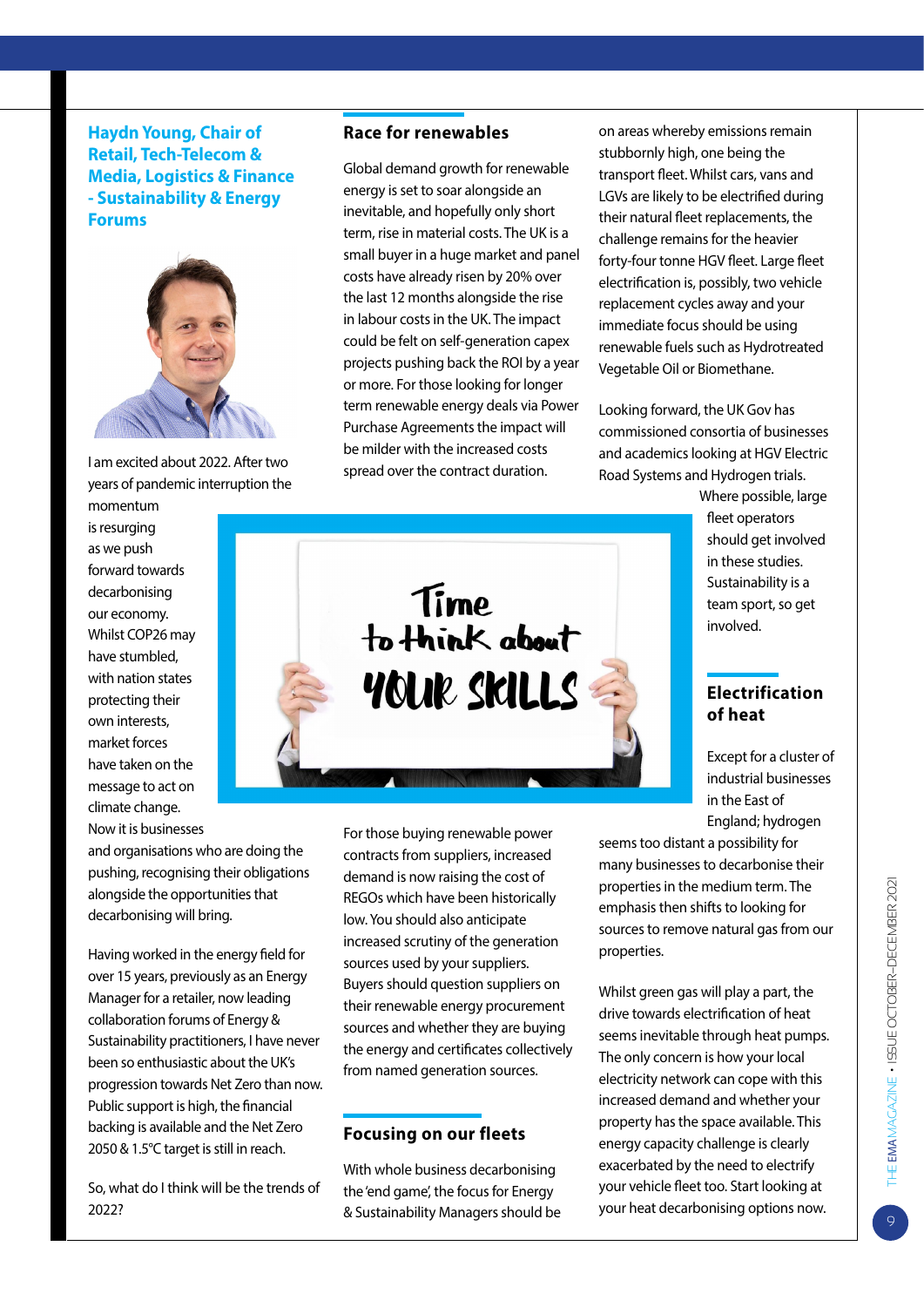## Haydn Young, Chair of Retail, Tech-Telecom & Media, Logistics & Finance - Sustainability & Energy Forums

I am excited about 2022. After two years of pandemic interruption the momentum is resurging as we push forward towards decarbonising our economy. Whilst COP26 may have stumbled, with nation states protecting their own interests, market forces have taken on the message to act on climate change. Now it is businesses and organisations who are doing the pushing, recognising their obligations alongside the opportunities that decarbonising will bring.

Having worked in the energy field for over 15 years, previously as an Energy Manager for a retailer, now leading collaboration forums of Energy & Sustainability practitioners, I have never been so enthusiastic about the UK's progression towards Net Zero than now. Public support is high, the financial backing is available and the Net Zero 2050 & 1.5°C target is still in reach.

So, what do I think will be the trends of 2022?

### Race for renewables

Global demand growth for renewable energy is set to soar alongside an inevitable, and hopefully only short term, rise in material costs. The UK is a small buyer in a huge market and panel costs have already risen by 20% over the last 12 months alongside the rise in labour costs in the UK. The impact could be felt on self-generation capex projects pushing back the ROI by a year or more. For those looking for longer term renewable energy deals via Power Purchase Agreements the impact will be milder with the increased costs spread over the contract duration.

For those buying renewable power contracts from suppliers, increased demand is now raising the cost of REGOs which have been historically low. You should also anticipate increased scrutiny of the generation sources used by your suppliers. Buyers should question suppliers on their renewable energy procurement sources and whether they are buying the energy and certificates collectively from named generation sources.

### Focusing on our fleets

With whole business decarbonising the 'end game', the focus for Energy & Sustainability Managers should be on areas whereby emissions remain stubbornly high, one being the transport fleet. Whilst cars, vans and LGVs are likely to be electrified during their natural fleet replacements, the challenge remains for the heavier forty-four tonne HGV fleet. Large fleet electrification is, possibly, two vehicle replacement cycles away and your immediate focus should be using renewable fuels such as Hydrotreated Vegetable Oil or Biomethane.

Looking forward, the UK Gov has commissioned consortia of businesses and academics looking at HGV Electric Road Systems and Hydrogen trials. Where possible, large fleet operators should get involved in these studies. Sustainability is a team sport, so get involved.

### Electrification of heat

Except for a cluster of industrial businesses in the East of England; hydrogen seems too distant a possibility for many businesses to decarbonise their properties in the medium term. The emphasis then shifts to looking for sources to remove natural gas from our properties.

Whilst green gas will play a part, the drive towards electrification of heat seems inevitable through heat pumps. The only concern is how your local electricity network can cope with this increased demand and whether your property has the space available. This energy capacity challenge is clearly exacerbated by the need to electrify your vehicle fleet too. Start looking at your heat decarbonising options now.